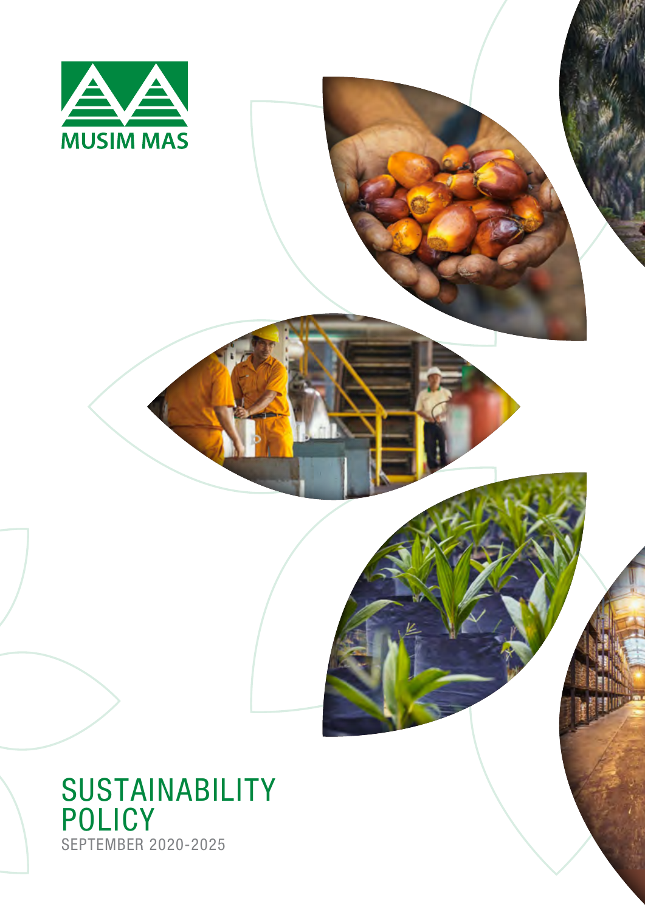MUSIM MAS

# SUSTAINABILITY POLICY

SEPTEMBER 2020-2025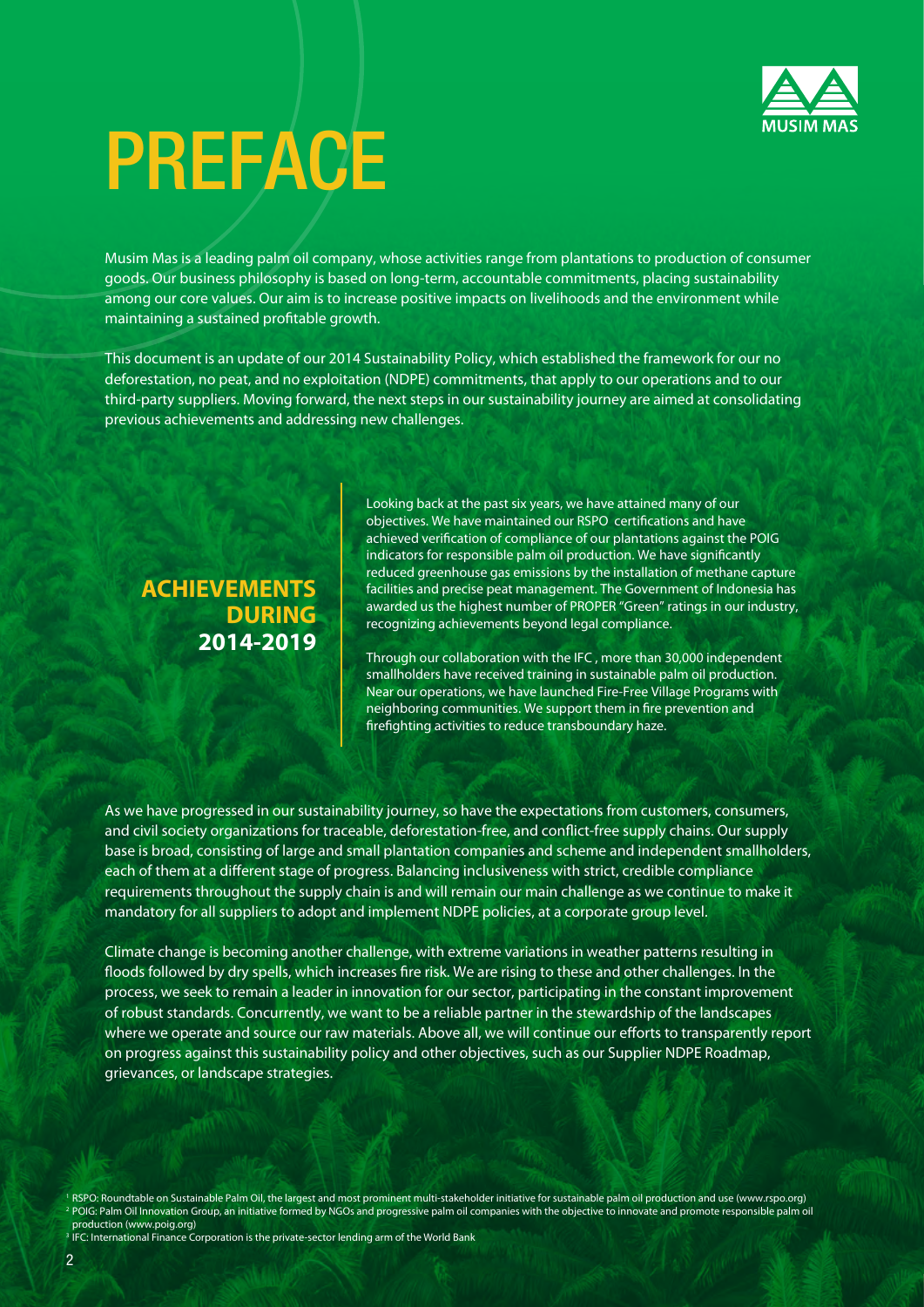# PREFACE

Musim Mas is a leading palm oil company, whose activities range from plantations to production of consumer goods. Our business philosophy is based on long-term, accountable commitments, placing sustainability among our core values. Our aim is to increase positive impacts on livelihoods and the environment while maintaining a sustained profitable growth.

This document is an update of our 2014 Sustainability Policy, which established the framework for our no deforestation, no peat, and no exploitation (NDPE) commitments, that apply to our operations and to our third-party suppliers. Moving forward, the next steps in our sustainability journey are aimed at consolidating previous achievements and addressing new challenges.

## ACHIEVEMENTS DURING 2014-2019

Looking back at the past six years, we have attained many of our objectives. We have maintained our RSPO certifications and have achieved verification of compliance of our plantations against the POIG indicators for responsible palm oil production. We have significantly reduced greenhouse gas emissions by the installation of methane capture facilities and precise peat management. The Government of Indonesia has awarded us the highest number of PROPER "Green" ratings in our industry, recognizing achievements beyond legal compliance.

Through our collaboration with the IFC , more than 30,000 independent smallholders have received training in sustainable palm oil production. Near our operations, we have launched Fire-Free Village Programs with neighboring communities. We support them in fire prevention and firefighting activities to reduce transboundary haze.

As we have progressed in our sustainability journey, so have the expectations from customers, consumers, and civil society organizations for traceable, deforestation-free, and conflict-free supply chains. Our supply base is broad, consisting of large and small plantation companies and scheme and independent smallholders, each of them at a different stage of progress. Balancing inclusiveness with strict, credible compliance requirements throughout the supply chain is and will remain our main challenge as we continue to make it mandatory for all suppliers to adopt and implement NDPE policies, at a corporate group level.

Climate change is becoming another challenge, with extreme variations in weather patterns resulting in floods followed by dry spells, which increases fire risk. We are rising to these and other challenges. In the process, we seek to remain a leader in innovation for our sector, participating in the constant improvement of robust standards. Concurrently, we want to be a reliable partner in the stewardship of the landscapes where we operate and source our raw materials. Above all, we will continue our efforts to transparently report on progress against this sustainability policy and other objectives, such as our Supplier NDPE Roadmap, grievances, or landscape strategies.

[1] RSPO: Roundtable on Sustainable Palm Oil, the largest and most prominent multi-stakeholder initiative for sustainable palm oil production and use (www.rspo.org)
[2] POIG: Palm Oil Innovation Group, an initiative formed by NGOs and progressive palm oil companies with the objective to innovate and promote responsible palm oil production (www.poig.org)
[3] IFC: International Finance Corporation is the private-sector lending arm of the World Bank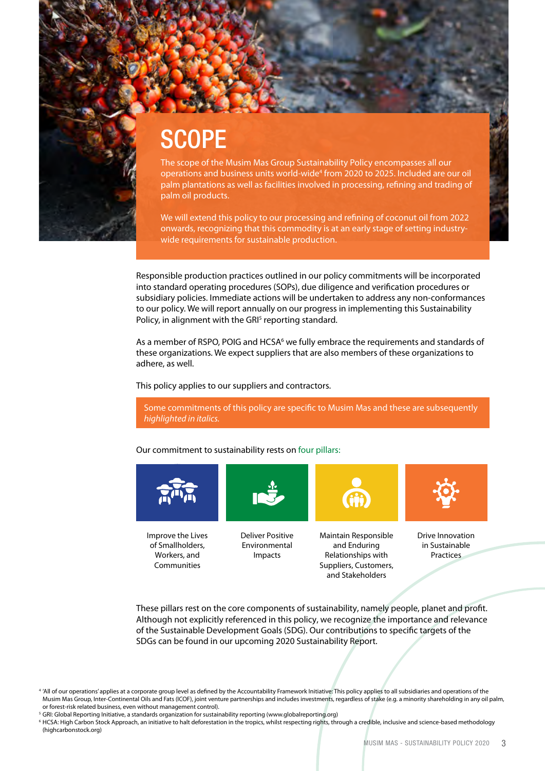# SCOPE

The scope of the Musim Mas Group Sustainability Policy encompasses all our operations and business units world-wide[4] from 2020 to 2025. Included are our oil palm plantations as well as facilities involved in processing, refining and trading of palm oil products.

We will extend this policy to our processing and refining of coconut oil from 2022 onwards, recognizing that this commodity is at an early stage of setting industry-wide requirements for sustainable production.

Responsible production practices outlined in our policy commitments will be incorporated into standard operating procedures (SOPs), due diligence and verification procedures or subsidiary policies. Immediate actions will be undertaken to address any non-conformances to our policy. We will report annually on our progress in implementing this Sustainability Policy, in alignment with the GRI[5] reporting standard.

As a member of RSPO, POIG and HCSA[6] we fully embrace the requirements and standards of these organizations. We expect suppliers that are also members of these organizations to adhere, as well.

This policy applies to our suppliers and contractors.

Some commitments of this policy are specific to Musim Mas and these are subsequently *highlighted in italics.*

Our commitment to sustainability rests on four pillars:

- Improve the Lives of Smallholders, Workers, and Communities
- Deliver Positive Environmental Impacts
- Maintain Responsible and Enduring Relationships with Suppliers, Customers, and Stakeholders
- Drive Innovation in Sustainable Practices

These pillars rest on the core components of sustainability, namely people, planet and profit. Although not explicitly referenced in this policy, we recognize the importance and relevance of the Sustainable Development Goals (SDG). Our contributions to specific targets of the SDGs can be found in our upcoming 2020 Sustainability Report.

---

[4] 'All of our operations' applies at a corporate group level as defined by the Accountability Framework Initiative. This policy applies to all subsidiaries and operations of the Musim Mas Group, Inter-Continental Oils and Fats (ICOF), joint venture partnerships and includes investments, regardless of stake (e.g. a minority shareholding in any oil palm, or forest-risk related business, even without management control).

[5] GRI: Global Reporting Initiative, a standards organization for sustainability reporting (www.globalreporting.org)

[6] HCSA: High Carbon Stock Approach, an initiative to halt deforestation in the tropics, whilst respecting rights, through a credible, inclusive and science-based methodology (highcarbonstock.org)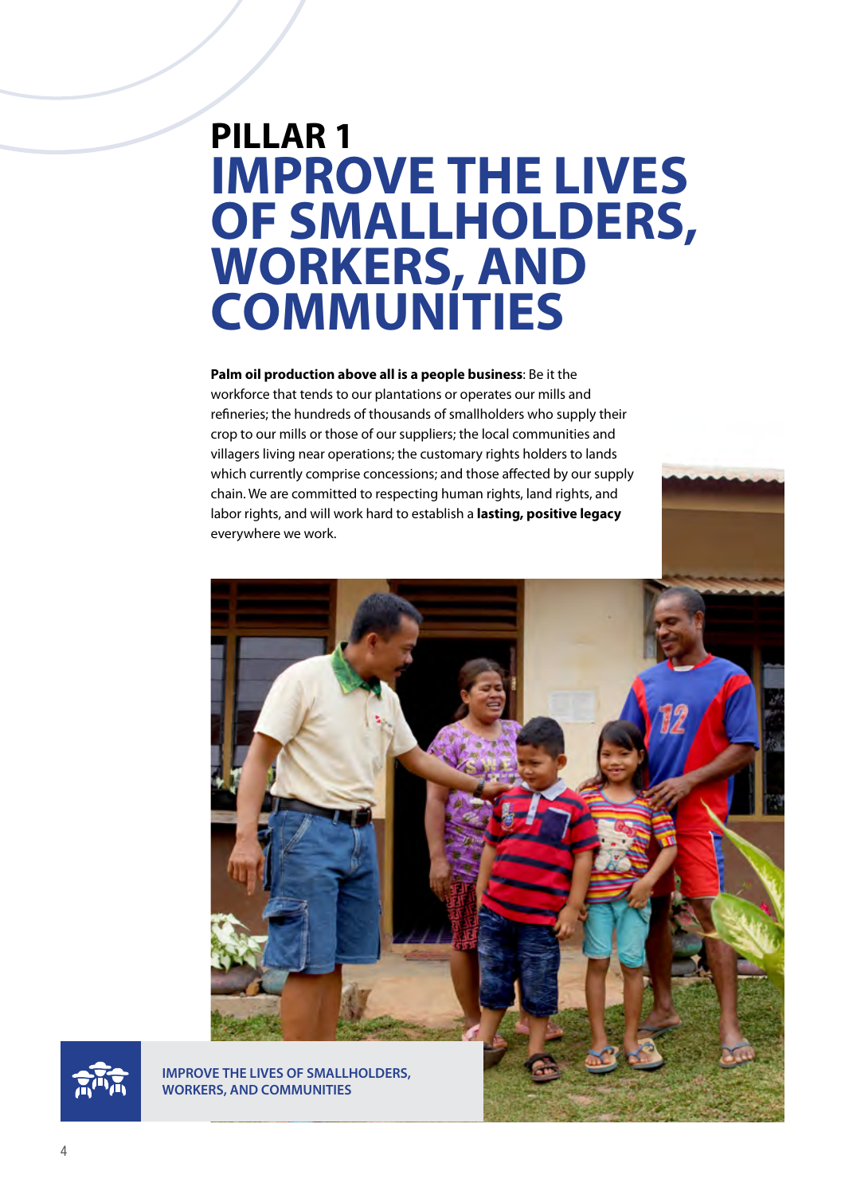# PILLAR 1
# IMPROVE THE LIVES OF SMALLHOLDERS, WORKERS, AND COMMUNITIES

**Palm oil production above all is a people business**: Be it the workforce that tends to our plantations or operates our mills and refineries; the hundreds of thousands of smallholders who supply their crop to our mills or those of our suppliers; the local communities and villagers living near operations; the customary rights holders to lands which currently comprise concessions; and those affected by our supply chain. We are committed to respecting human rights, land rights, and labor rights, and will work hard to establish a **lasting, positive legacy** everywhere we work.

IMPROVE THE LIVES OF SMALLHOLDERS, WORKERS, AND COMMUNITIES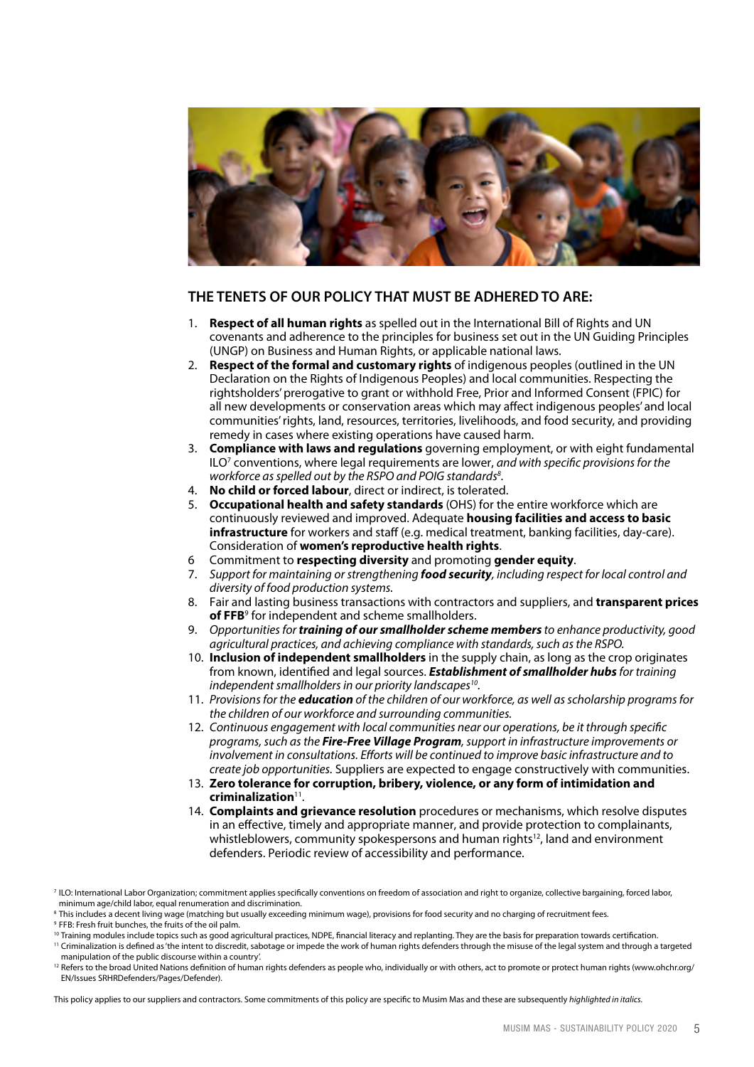## THE TENETS OF OUR POLICY THAT MUST BE ADHERED TO ARE:

1. **Respect of all human rights** as spelled out in the International Bill of Rights and UN covenants and adherence to the principles for business set out in the UN Guiding Principles (UNGP) on Business and Human Rights, or applicable national laws.
2. **Respect of the formal and customary rights** of indigenous peoples (outlined in the UN Declaration on the Rights of Indigenous Peoples) and local communities. Respecting the rightsholders' prerogative to grant or withhold Free, Prior and Informed Consent (FPIC) for all new developments or conservation areas which may affect indigenous peoples' and local communities' rights, land, resources, territories, livelihoods, and food security, and providing remedy in cases where existing operations have caused harm.
3. **Compliance with laws and regulations** governing employment, or with eight fundamental ILO[7] conventions, where legal requirements are lower, *and with specific provisions for the workforce as spelled out by the RSPO and POIG standards[8].*
4. **No child or forced labour**, direct or indirect, is tolerated.
5. **Occupational health and safety standards** (OHS) for the entire workforce which are continuously reviewed and improved. Adequate **housing facilities and access to basic infrastructure** for workers and staff (e.g. medical treatment, banking facilities, day-care). Consideration of **women's reproductive health rights**.
6. Commitment to **respecting diversity** and promoting **gender equity**.
7. *Support for maintaining or strengthening **food security**, including respect for local control and diversity of food production systems.*
8. Fair and lasting business transactions with contractors and suppliers, and **transparent prices of FFB**[9] for independent and scheme smallholders.
9. *Opportunities for **training of our smallholder scheme members** to enhance productivity, good agricultural practices, and achieving compliance with standards, such as the RSPO.*
10. **Inclusion of independent smallholders** in the supply chain, as long as the crop originates from known, identified and legal sources. ***Establishment of smallholder hubs** for training independent smallholders in our priority landscapes[10].*
11. *Provisions for the **education** of the children of our workforce, as well as scholarship programs for the children of our workforce and surrounding communities.*
12. *Continuous engagement with local communities near our operations, be it through specific programs, such as the **Fire-Free Village Program**, support in infrastructure improvements or involvement in consultations. Efforts will be continued to improve basic infrastructure and to create job opportunities.* Suppliers are expected to engage constructively with communities.
13. **Zero tolerance for corruption, bribery, violence, or any form of intimidation and criminalization**[11].
14. **Complaints and grievance resolution** procedures or mechanisms, which resolve disputes in an effective, timely and appropriate manner, and provide protection to complainants, whistleblowers, community spokespersons and human rights[12], land and environment defenders. Periodic review of accessibility and performance.

[7] ILO: International Labor Organization; commitment applies specifically conventions on freedom of association and right to organize, collective bargaining, forced labor, minimum age/child labor, equal renumeration and discrimination.

[8] This includes a decent living wage (matching but usually exceeding minimum wage), provisions for food security and no charging of recruitment fees.

[9] FFB: Fresh fruit bunches, the fruits of the oil palm.

[10] Training modules include topics such as good agricultural practices, NDPE, financial literacy and replanting. They are the basis for preparation towards certification.

[11] Criminalization is defined as 'the intent to discredit, sabotage or impede the work of human rights defenders through the misuse of the legal system and through a targeted manipulation of the public discourse within a country'.

[12] Refers to the broad United Nations definition of human rights defenders as people who, individually or with others, act to promote or protect human rights (www.ohchr.org/EN/Issues SRHRDefenders/Pages/Defender).

This policy applies to our suppliers and contractors. Some commitments of this policy are specific to Musim Mas and these are subsequently *highlighted in italics*.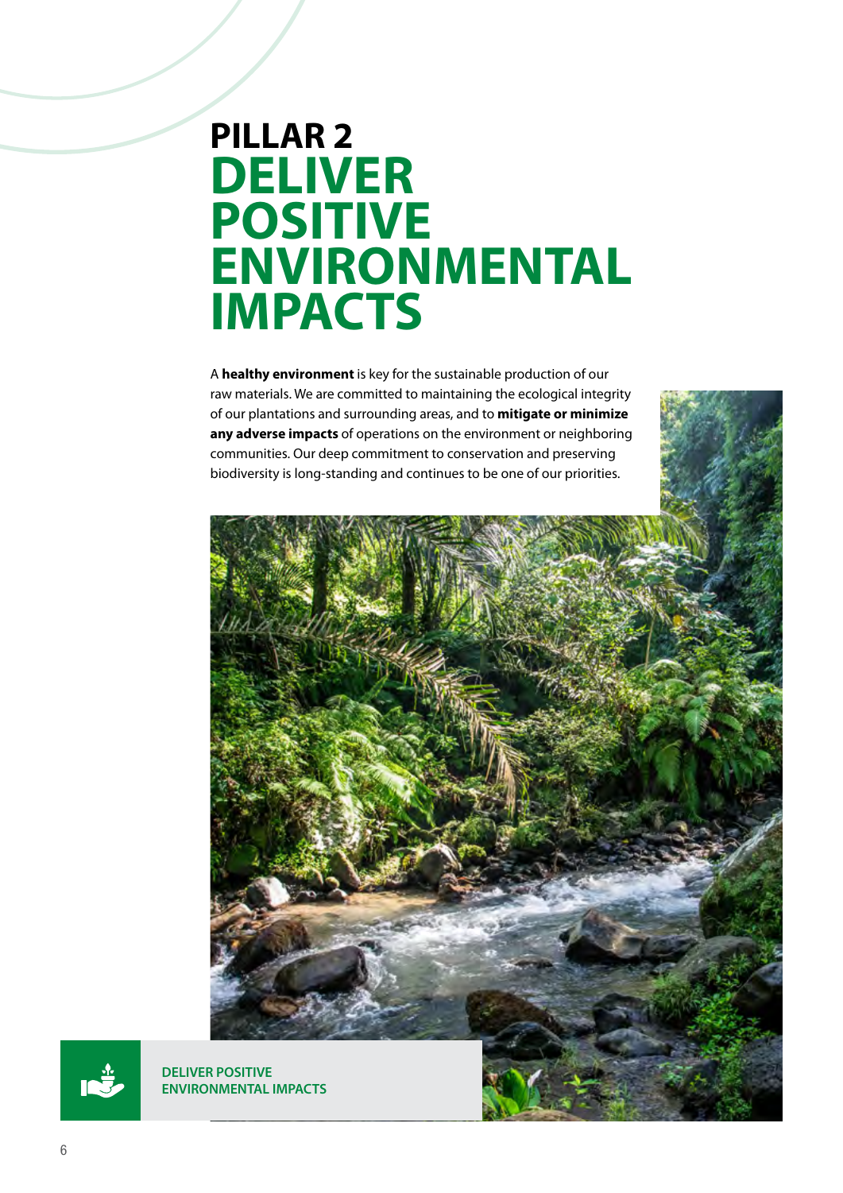# PILLAR 2 DELIVER POSITIVE ENVIRONMENTAL IMPACTS

A **healthy environment** is key for the sustainable production of our raw materials. We are committed to maintaining the ecological integrity of our plantations and surrounding areas, and to **mitigate or minimize any adverse impacts** of operations on the environment or neighboring communities. Our deep commitment to conservation and preserving biodiversity is long-standing and continues to be one of our priorities.

DELIVER POSITIVE ENVIRONMENTAL IMPACTS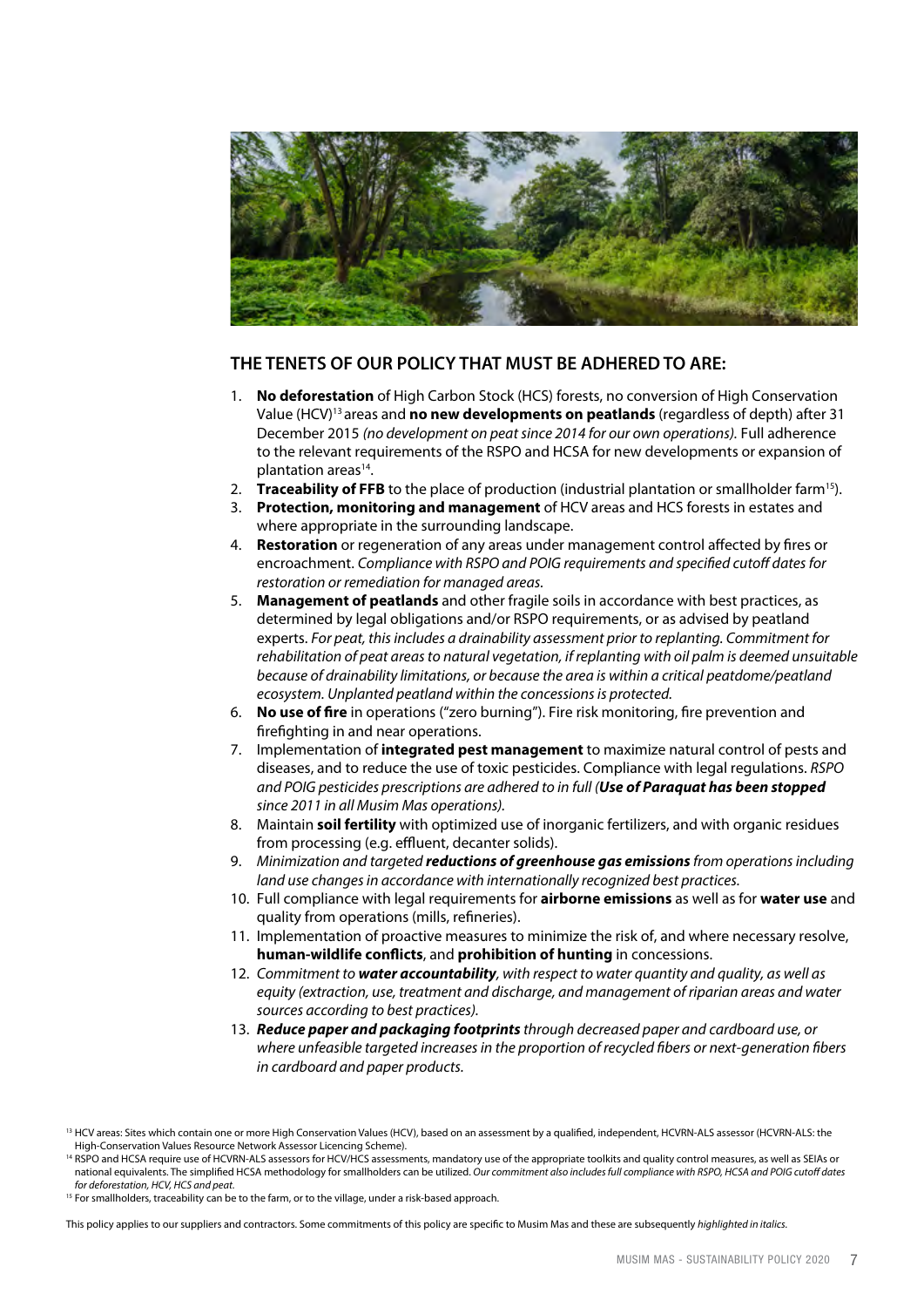## THE TENETS OF OUR POLICY THAT MUST BE ADHERED TO ARE:

1. **No deforestation** of High Carbon Stock (HCS) forests, no conversion of High Conservation Value (HCV)[13] areas and **no new developments on peatlands** (regardless of depth) after 31 December 2015 *(no development on peat since 2014 for our own operations).* Full adherence to the relevant requirements of the RSPO and HCSA for new developments or expansion of plantation areas[14].
2. **Traceability of FFB** to the place of production (industrial plantation or smallholder farm[15]).
3. **Protection, monitoring and management** of HCV areas and HCS forests in estates and where appropriate in the surrounding landscape.
4. **Restoration** or regeneration of any areas under management control affected by fires or encroachment. *Compliance with RSPO and POIG requirements and specified cutoff dates for restoration or remediation for managed areas.*
5. **Management of peatlands** and other fragile soils in accordance with best practices, as determined by legal obligations and/or RSPO requirements, or as advised by peatland experts. *For peat, this includes a drainability assessment prior to replanting. Commitment for rehabilitation of peat areas to natural vegetation, if replanting with oil palm is deemed unsuitable because of drainability limitations, or because the area is within a critical peatdome/peatland ecosystem. Unplanted peatland within the concessions is protected.*
6. **No use of fire** in operations ("zero burning"). Fire risk monitoring, fire prevention and firefighting in and near operations.
7. Implementation of **integrated pest management** to maximize natural control of pests and diseases, and to reduce the use of toxic pesticides. Compliance with legal regulations. *RSPO and POIG pesticides prescriptions are adhered to in full (**Use of Paraquat has been stopped** since 2011 in all Musim Mas operations).*
8. Maintain **soil fertility** with optimized use of inorganic fertilizers, and with organic residues from processing (e.g. effluent, decanter solids).
9. *Minimization and targeted **reductions of greenhouse gas emissions** from operations including land use changes in accordance with internationally recognized best practices.*
10. Full compliance with legal requirements for **airborne emissions** as well as for **water use** and quality from operations (mills, refineries).
11. Implementation of proactive measures to minimize the risk of, and where necessary resolve, **human-wildlife conflicts**, and **prohibition of hunting** in concessions.
12. *Commitment to **water accountability**, with respect to water quantity and quality, as well as equity (extraction, use, treatment and discharge, and management of riparian areas and water sources according to best practices).*
13. ***Reduce paper and packaging footprints** through decreased paper and cardboard use, or where unfeasible targeted increases in the proportion of recycled fibers or next-generation fibers in cardboard and paper products.*

[13] HCV areas: Sites which contain one or more High Conservation Values (HCV), based on an assessment by a qualified, independent, HCVRN-ALS assessor (HCVRN-ALS: the High-Conservation Values Resource Network Assessor Licencing Scheme).

[14] RSPO and HCSA require use of HCVRN-ALS assessors for HCV/HCS assessments, mandatory use of the appropriate toolkits and quality control measures, as well as SEIAs or national equivalents. The simplified HCSA methodology for smallholders can be utilized. *Our commitment also includes full compliance with RSPO, HCSA and POIG cutoff dates for deforestation, HCV, HCS and peat.*

[15] For smallholders, traceability can be to the farm, or to the village, under a risk-based approach.

This policy applies to our suppliers and contractors. Some commitments of this policy are specific to Musim Mas and these are subsequently *highlighted in italics*.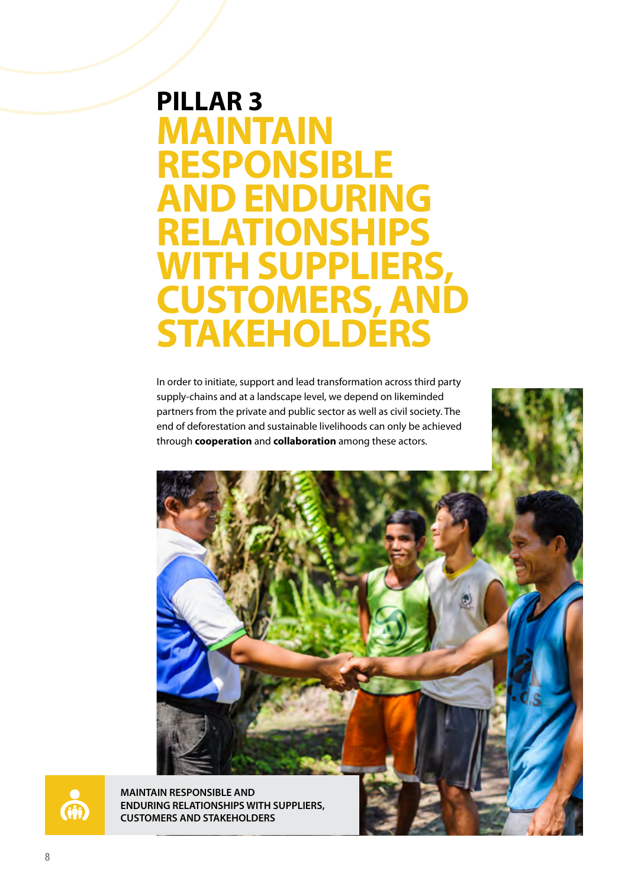# PILLAR 3 MAINTAIN RESPONSIBLE AND ENDURING RELATIONSHIPS WITH SUPPLIERS, CUSTOMERS, AND STAKEHOLDERS

In order to initiate, support and lead transformation across third party supply-chains and at a landscape level, we depend on likeminded partners from the private and public sector as well as civil society. The end of deforestation and sustainable livelihoods can only be achieved through **cooperation** and **collaboration** among these actors.

**MAINTAIN RESPONSIBLE AND ENDURING RELATIONSHIPS WITH SUPPLIERS, CUSTOMERS AND STAKEHOLDERS**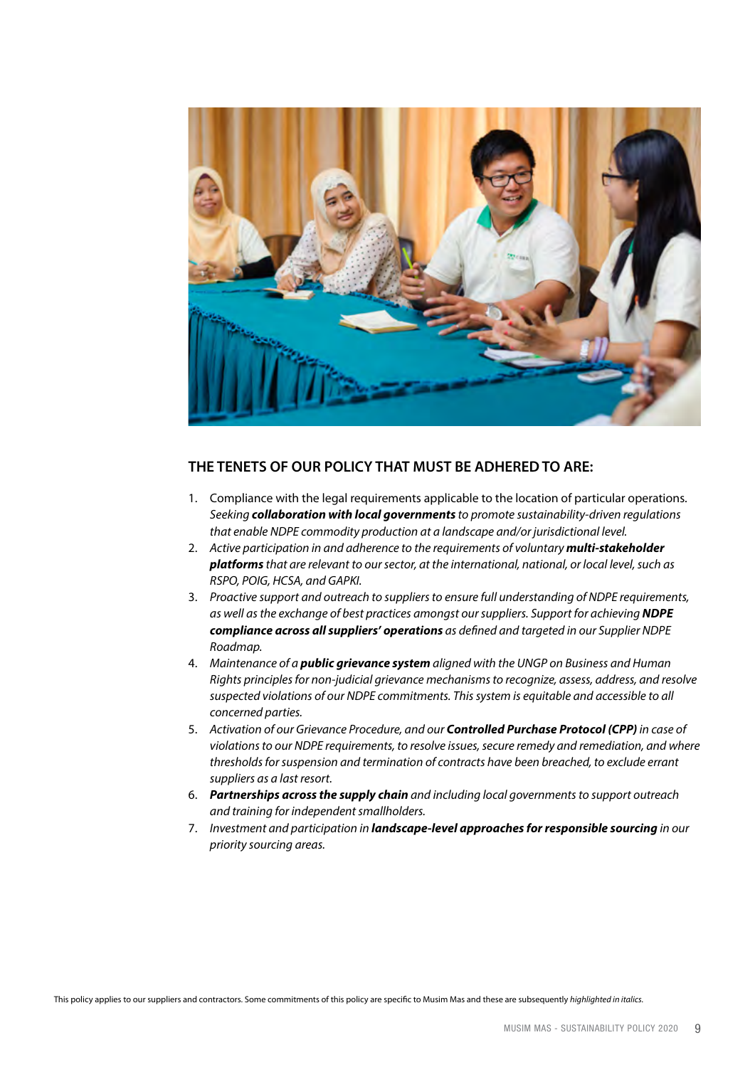## THE TENETS OF OUR POLICY THAT MUST BE ADHERED TO ARE:

1. Compliance with the legal requirements applicable to the location of particular operations. *Seeking **collaboration with local governments** to promote sustainability-driven regulations that enable NDPE commodity production at a landscape and/or jurisdictional level.*
2. *Active participation in and adherence to the requirements of voluntary **multi-stakeholder platforms** that are relevant to our sector, at the international, national, or local level, such as RSPO, POIG, HCSA, and GAPKI.*
3. *Proactive support and outreach to suppliers to ensure full understanding of NDPE requirements, as well as the exchange of best practices amongst our suppliers. Support for achieving **NDPE compliance across all suppliers' operations** as defined and targeted in our Supplier NDPE Roadmap.*
4. *Maintenance of a **public grievance system** aligned with the UNGP on Business and Human Rights principles for non-judicial grievance mechanisms to recognize, assess, address, and resolve suspected violations of our NDPE commitments. This system is equitable and accessible to all concerned parties.*
5. *Activation of our Grievance Procedure, and our **Controlled Purchase Protocol (CPP)** in case of violations to our NDPE requirements, to resolve issues, secure remedy and remediation, and where thresholds for suspension and termination of contracts have been breached, to exclude errant suppliers as a last resort.*
6. ***Partnerships across the supply chain** and including local governments to support outreach and training for independent smallholders.*
7. *Investment and participation in **landscape-level approaches for responsible sourcing** in our priority sourcing areas.*

This policy applies to our suppliers and contractors. Some commitments of this policy are specific to Musim Mas and these are subsequently *highlighted in italics*.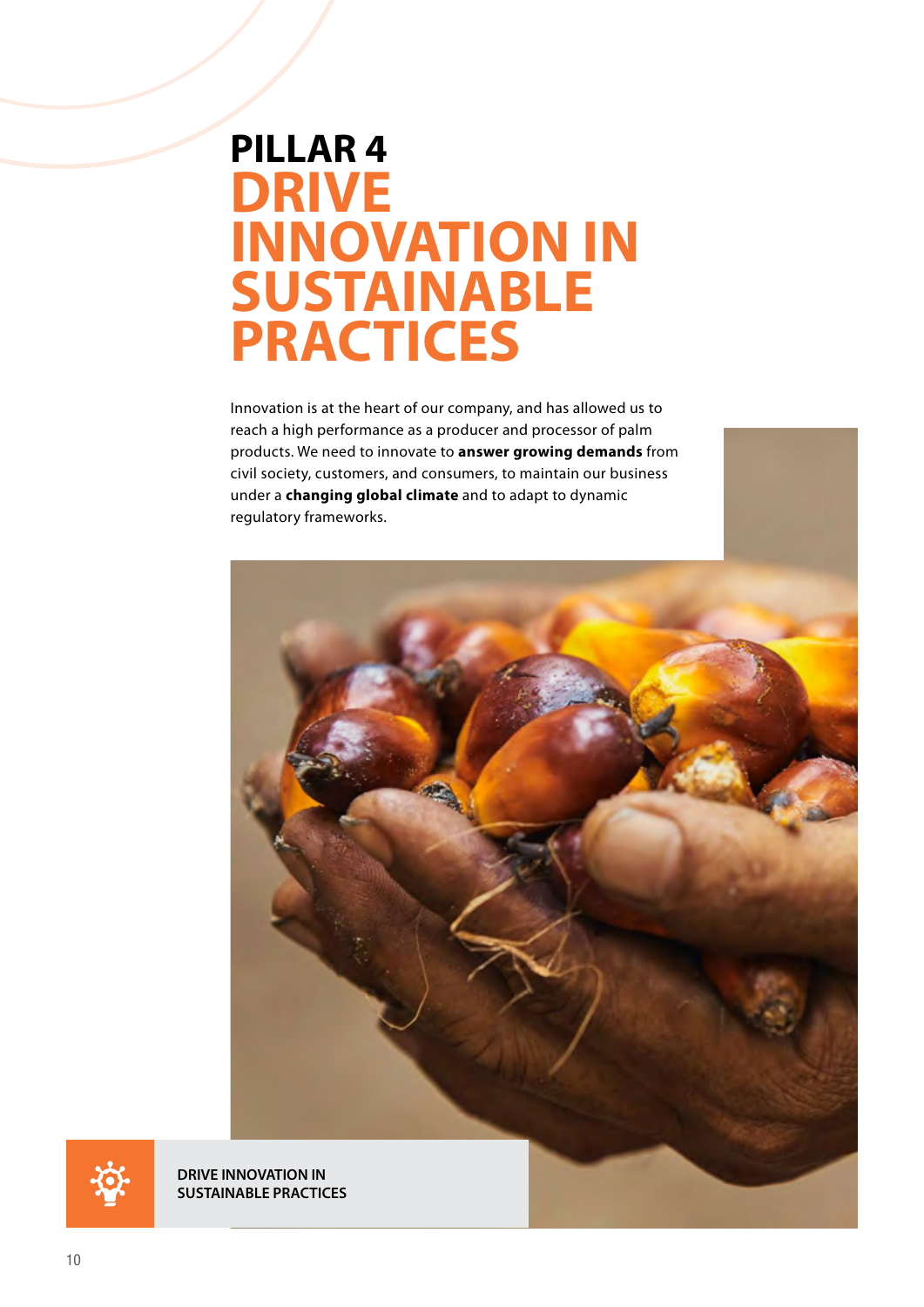# PILLAR 4
# DRIVE INNOVATION IN SUSTAINABLE PRACTICES

Innovation is at the heart of our company, and has allowed us to reach a high performance as a producer and processor of palm products. We need to innovate to **answer growing demands** from civil society, customers, and consumers, to maintain our business under a **changing global climate** and to adapt to dynamic regulatory frameworks.

**DRIVE INNOVATION IN SUSTAINABLE PRACTICES**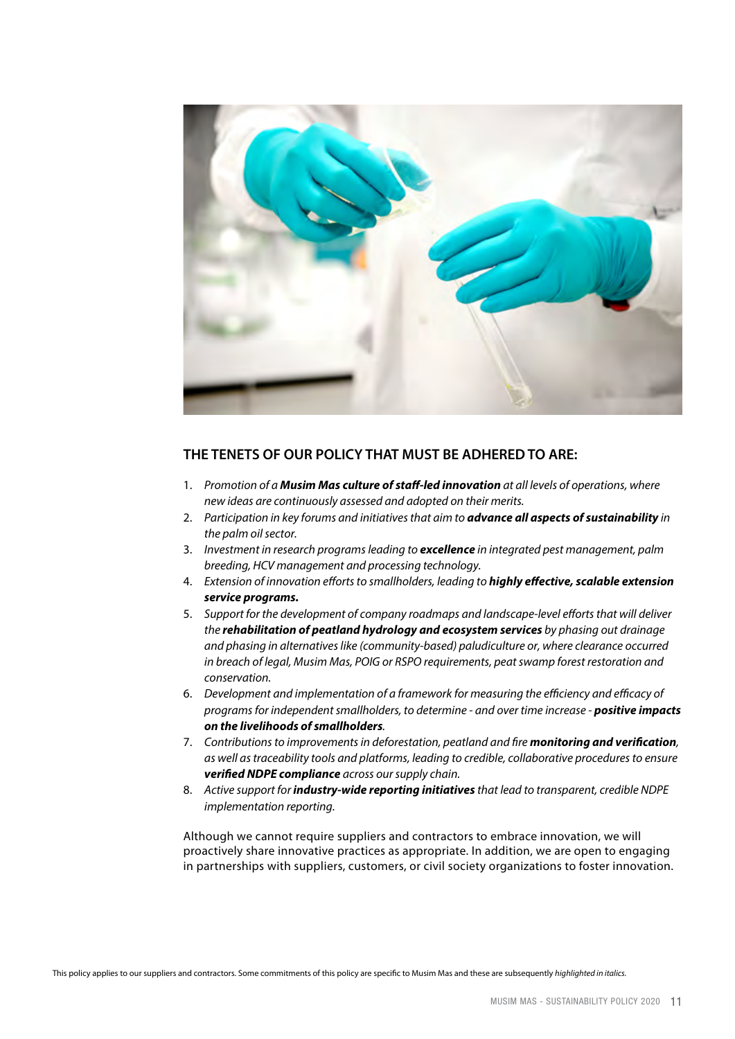## THE TENETS OF OUR POLICY THAT MUST BE ADHERED TO ARE:

1. *Promotion of a **Musim Mas culture of staff-led innovation** at all levels of operations, where new ideas are continuously assessed and adopted on their merits.*
2. *Participation in key forums and initiatives that aim to **advance all aspects of sustainability** in the palm oil sector.*
3. *Investment in research programs leading to **excellence** in integrated pest management, palm breeding, HCV management and processing technology.*
4. *Extension of innovation efforts to smallholders, leading to **highly effective, scalable extension service programs.***
5. *Support for the development of company roadmaps and landscape-level efforts that will deliver the **rehabilitation of peatland hydrology and ecosystem services** by phasing out drainage and phasing in alternatives like (community-based) paludiculture or, where clearance occurred in breach of legal, Musim Mas, POIG or RSPO requirements, peat swamp forest restoration and conservation.*
6. *Development and implementation of a framework for measuring the efficiency and efficacy of programs for independent smallholders, to determine - and over time increase - **positive impacts on the livelihoods of smallholders**.*
7. *Contributions to improvements in deforestation, peatland and fire **monitoring and verification**, as well as traceability tools and platforms, leading to credible, collaborative procedures to ensure **verified NDPE compliance** across our supply chain.*
8. *Active support for **industry-wide reporting initiatives** that lead to transparent, credible NDPE implementation reporting.*

Although we cannot require suppliers and contractors to embrace innovation, we will proactively share innovative practices as appropriate. In addition, we are open to engaging in partnerships with suppliers, customers, or civil society organizations to foster innovation.

This policy applies to our suppliers and contractors. Some commitments of this policy are specific to Musim Mas and these are subsequently *highlighted in italics*.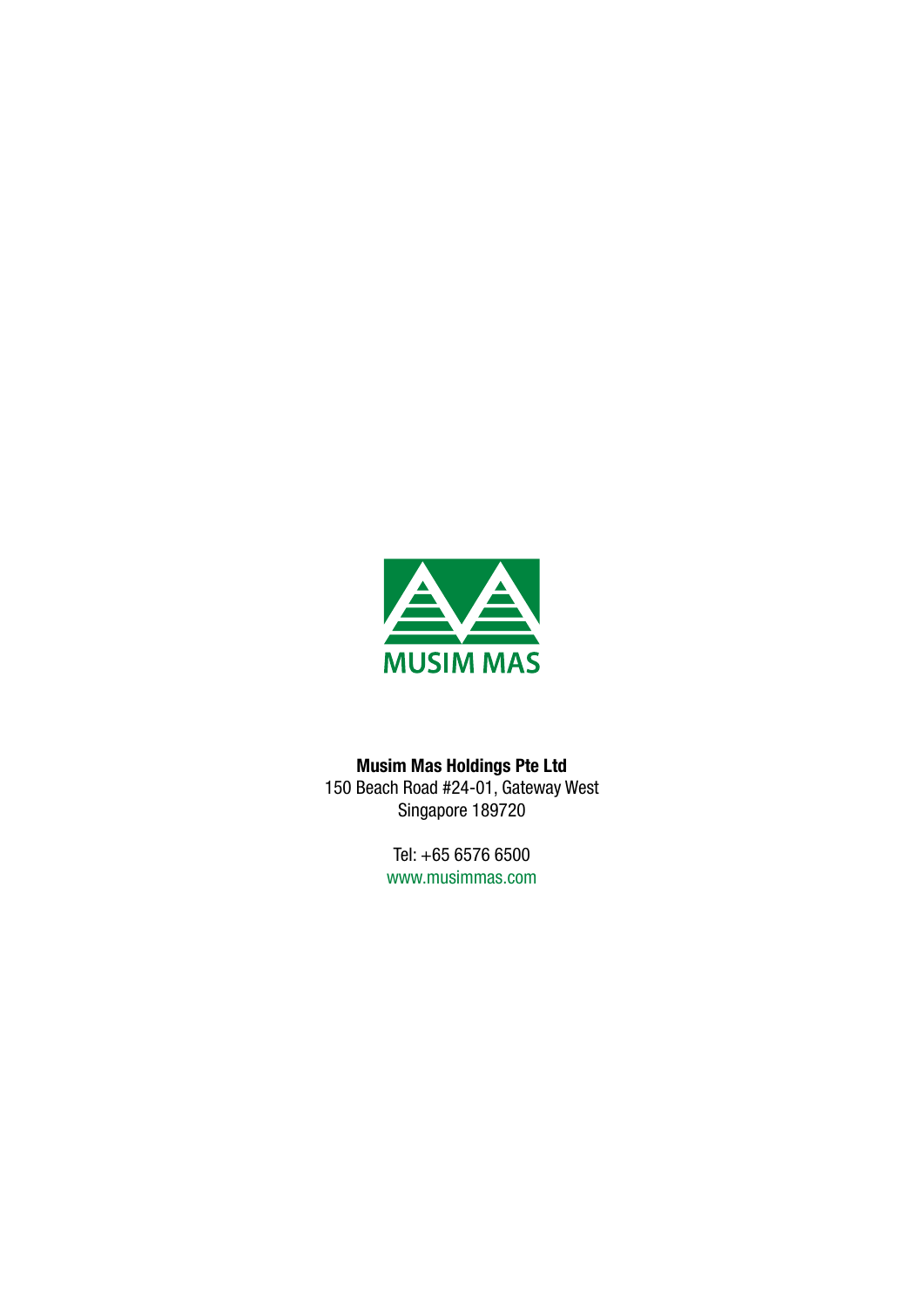MUSIM MAS

**Musim Mas Holdings Pte Ltd**
150 Beach Road #24-01, Gateway West
Singapore 189720

Tel: +65 6576 6500
www.musimmas.com